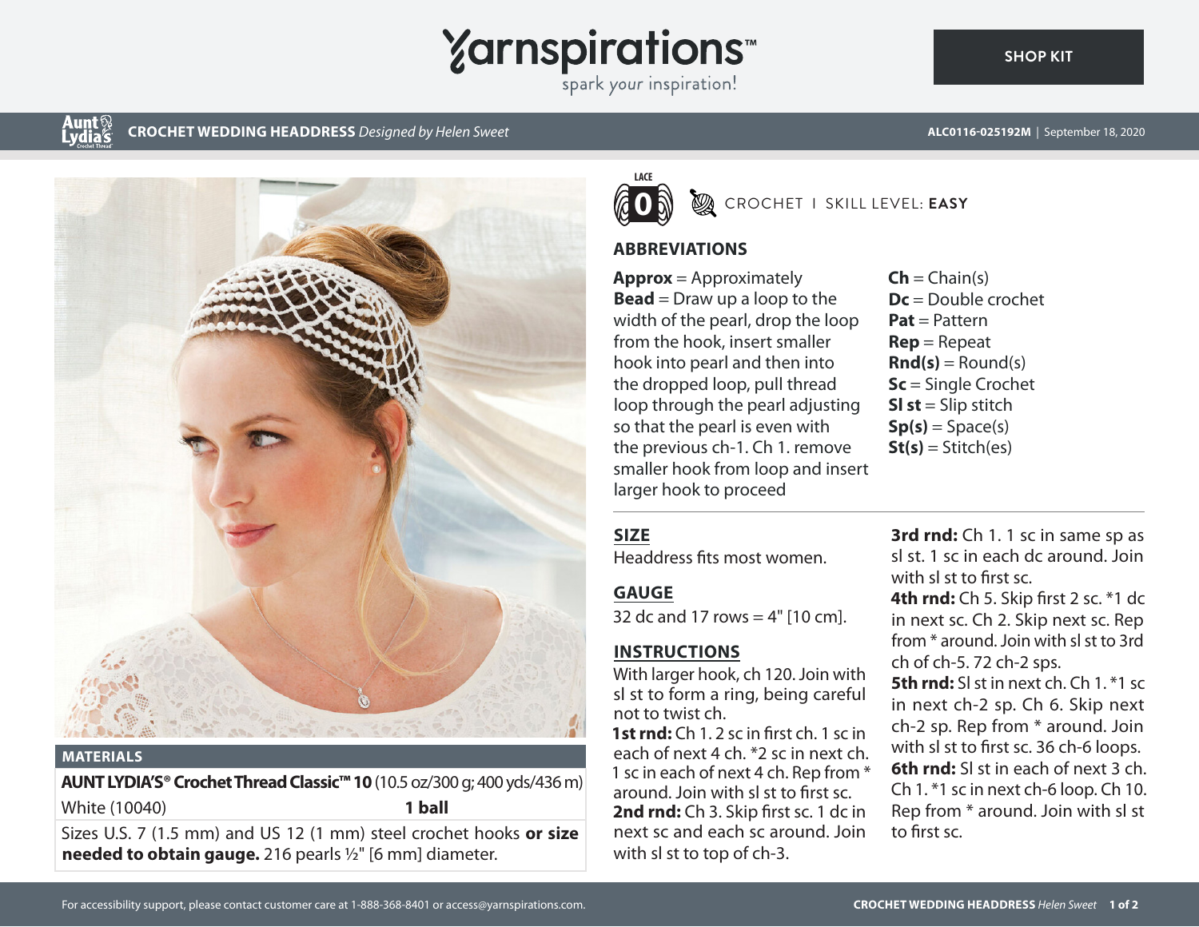# CROCHET WEDDING HEADDRESS *Designed by Helen Sweet*

ALC0116-025192M | September 18, 2020

LACE 0 — CROCHET | SKILL LEVEL: **EASY**

## MATERIALS

**AUNT LYDIA'S® Crochet Thread Classic™ 10** (10.5 oz/300 g; 400 yds/436 m)

White (10040) **1 ball**

Sizes U.S. 7 (1.5 mm) and US 12 (1 mm) steel crochet hooks **or size needed to obtain gauge.** 216 pearls ½" [6 mm] diameter.

## ABBREVIATIONS

**Approx** = Approximately
**Bead** = Draw up a loop to the width of the pearl, drop the loop from the hook, insert smaller hook into pearl and then into the dropped loop, pull thread loop through the pearl adjusting so that the pearl is even with the previous ch-1. Ch 1. remove smaller hook from loop and insert larger hook to proceed
**Ch** = Chain(s)
**Dc** = Double crochet
**Pat** = Pattern
**Rep** = Repeat
**Rnd(s)** = Round(s)
**Sc** = Single Crochet
**Sl st** = Slip stitch
**Sp(s)** = Space(s)
**St(s)** = Stitch(es)

## SIZE

Headdress fits most women.

## GAUGE

32 dc and 17 rows = 4" [10 cm].

## INSTRUCTIONS

With larger hook, ch 120. Join with sl st to form a ring, being careful not to twist ch.

**1st rnd:** Ch 1. 2 sc in first ch. 1 sc in each of next 4 ch. *2 sc in next ch. 1 sc in each of next 4 ch. Rep from * around. Join with sl st to first sc.

**2nd rnd:** Ch 3. Skip first sc. 1 dc in next sc and each sc around. Join with sl st to top of ch-3.

**3rd rnd:** Ch 1. 1 sc in same sp as sl st. 1 sc in each dc around. Join with sl st to first sc.

**4th rnd:** Ch 5. Skip first 2 sc. *1 dc in next sc. Ch 2. Skip next sc. Rep from * around. Join with sl st to 3rd ch of ch-5. 72 ch-2 sps.

**5th rnd:** Sl st in next ch. Ch 1. *1 sc in next ch-2 sp. Ch 6. Skip next ch-2 sp. Rep from * around. Join with sl st to first sc. 36 ch-6 loops.

**6th rnd:** Sl st in each of next 3 ch. Ch 1. *1 sc in next ch-6 loop. Ch 10. Rep from * around. Join with sl st to first sc.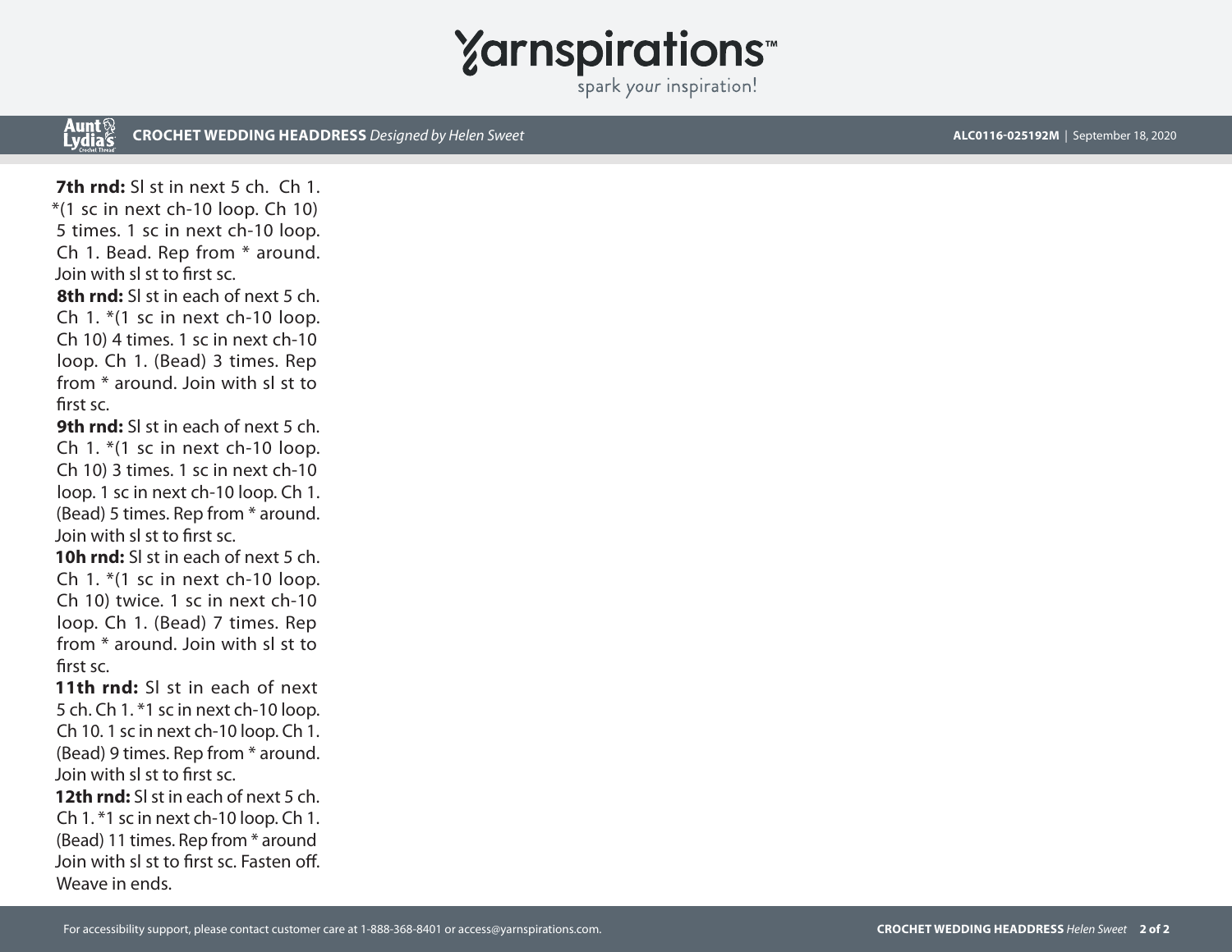**7th rnd:** Sl st in next 5 ch. Ch 1. *(1 sc in next ch-10 loop. Ch 10) 5 times. 1 sc in next ch-10 loop. Ch 1. Bead. Rep from * around. Join with sl st to first sc.

**8th rnd:** Sl st in each of next 5 ch. Ch 1. *(1 sc in next ch-10 loop. Ch 10) 4 times. 1 sc in next ch-10 loop. Ch 1. (Bead) 3 times. Rep from * around. Join with sl st to first sc.

**9th rnd:** Sl st in each of next 5 ch. Ch 1. *(1 sc in next ch-10 loop. Ch 10) 3 times. 1 sc in next ch-10 loop. 1 sc in next ch-10 loop. Ch 1. (Bead) 5 times. Rep from * around. Join with sl st to first sc.

**10h rnd:** Sl st in each of next 5 ch. Ch 1. *(1 sc in next ch-10 loop. Ch 10) twice. 1 sc in next ch-10 loop. Ch 1. (Bead) 7 times. Rep from * around. Join with sl st to first sc.

**11th rnd:** Sl st in each of next 5 ch. Ch 1. *1 sc in next ch-10 loop. Ch 10. 1 sc in next ch-10 loop. Ch 1. (Bead) 9 times. Rep from * around. Join with sl st to first sc.

**12th rnd:** Sl st in each of next 5 ch. Ch 1. *1 sc in next ch-10 loop. Ch 1. (Bead) 11 times. Rep from * around Join with sl st to first sc. Fasten off. Weave in ends.

For accessibility support, please contact customer care at 1-888-368-8401 or access@yarnspirations.com.